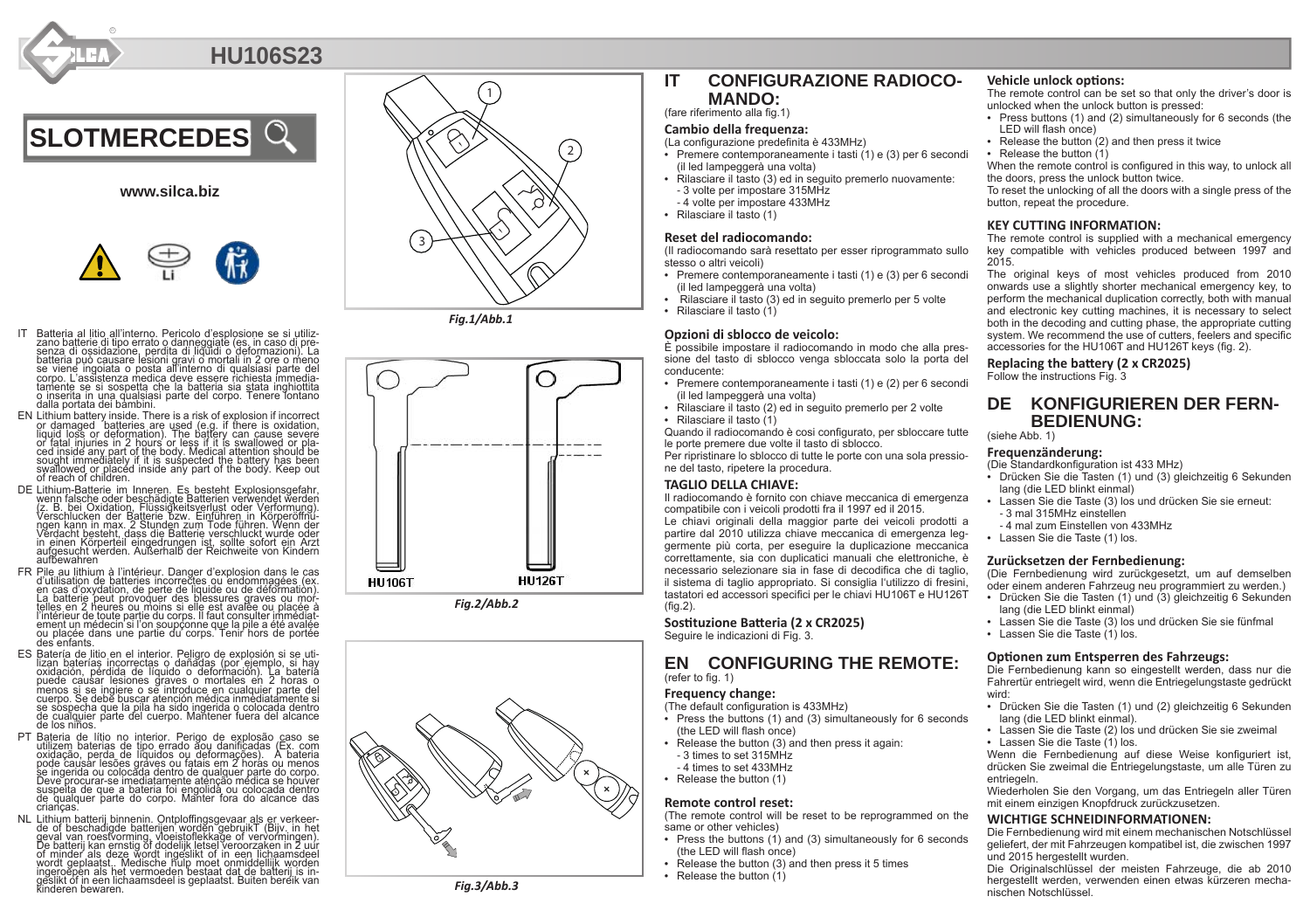# HU106S23

## SLOTMERCEDES

www.silca.biz

IT Batteria al litio all'interno. Pericolo d'esplosione se si utilizzano batterie di tipo errato o danneggiate (es. in caso di presenza di ossidazione, perdita di liquidi o deformazioni). La batteria può causare lesioni gravi o mortali in 2 ore o meno se viene ingoiata o posta all'interno di qualsiasi parte del corpo. L'assistenza medica deve essere richiesta immediatamente se si sospetta che la batteria sia stata inghiottita o inserita in una qualsiasi parte del corpo. Tenere lontano dalla portata dei bambini.

EN Lithium battery inside. There is a risk of explosion if incorrect or damaged batteries are used (e.g. if there is oxidation, liquid loss or deformation). The battery can cause severe or fatal injuries in 2 hours or less if it is swallowed or placed inside any part of the body. Medical attention should be sought immediately if it is suspected the battery has been swallowed or placed inside any part of the body. Keep out of reach of children.

DE Lithium-Batterie im Inneren. Es besteht Explosionsgefahr, wenn falsche oder beschädigte Batterien verwendet werden (z. B. bei Oxidation, Flüssigkeitsverlust oder Verformung). Verschlucken der Batterie bzw. Einführen in Körperöffnungen kann in max. 2 Stunden zum Tode führen. Wenn der Verdacht besteht, dass die Batterie verschluckt wurde oder in einen Körperteil eingedrungen ist, sollte sofort ein Arzt aufgesucht werden. Außerhalb der Reichweite von Kindern aufbewahren

FR Pile au lithium à l'intérieur. Danger d'explosion dans le cas d'utilisation de batteries incorrectes ou endommagées (ex. en cas d'oxydation, de perte de liquide ou de déformation). La batterie peut provoquer des blessures graves ou mortelles en 2 heures ou moins si elle est avalée ou placée à l'intérieur de toute partie du corps. Il faut consulter immédiatement un médecin si l'on soupçonne que la pile a été avalée ou placée dans une partie du corps. Tenir hors de portée des enfants.

ES Batería de litio en el interior. Peligro de explosión si se utilizan baterías incorrectas o dañadas (por ejemplo, si hay oxidación, pérdida de líquido o deformación). La batería puede causar lesiones graves o mortales en 2 horas o menos si se ingiere o se introduce en cualquier parte del cuerpo. Se debe buscar atención médica inmediatamente si se sospecha que la pila ha sido ingerida o colocada dentro de cualquier parte del cuerpo. Mantener fuera del alcance de los niños.

PT Bateria de lítio no interior. Perigo de explosão caso se utilizem baterias de tipo errado ou danificadas (Ex. com oxidação, perda de líquidos ou deformações). A bateria pode causar lesões graves ou fatais em 2 horas ou menos se ingerida ou colocada dentro de qualquer parte do corpo. Deve procurar-se imediatamente atenção médica se houver suspeita de que a bateria foi engolida ou colocada dentro de qualquer parte do corpo. Manter fora do alcance das crianças.

NL Lithium batterij binnenin. Ontploffingsgevaar als er verkeerde of beschadigde batterijen worden gebruikt (Bijv. in het geval van roestvorming, vloeistoflekkage of vervormingen). De batterij kan ernstig of dodelijk letsel veroorzaken in 2 uur of minder als deze wordt ingeslikt of in een lichaamsdeel wordt geplaatst. Medische hulp moet onmiddellijk worden ingeroepen als het vermoeden bestaat dat de batterij is ingeslikt of in een lichaamsdeel is geplaatst. Buiten bereik van kinderen bewaren.

Fig.1/Abb.1

HU106T HU126T

Fig.2/Abb.2

Fig.3/Abb.3

## IT CONFIGURAZIONE RADIOCOMANDO:

(fare riferimento alla fig.1)

### Cambio della frequenza:

(La configurazione predefinita è 433MHz)

- Premere contemporaneamente i tasti (1) e (3) per 6 secondi (il led lampeggerà una volta)
- Rilasciare il tasto (3) ed in seguito premerlo nuovamente:
  - 3 volte per impostare 315MHz
  - 4 volte per impostare 433MHz
- Rilasciare il tasto (1)

### Reset del radiocomando:

(Il radiocomando sarà resettato per esser riprogrammato sullo stesso o altri veicoli)

- Premere contemporaneamente i tasti (1) e (3) per 6 secondi (il led lampeggerà una volta)
- Rilasciare il tasto (3) ed in seguito premerlo per 5 volte
- Rilasciare il tasto (1)

### Opzioni di sblocco di veicolo:

È possibile impostare il radiocomando in modo che alla pressione del tasto di sblocco venga sbloccata solo la porta del conducente:

- Premere contemporaneamente i tasti (1) e (2) per 6 secondi (il led lampeggerà una volta)
- Rilasciare il tasto (2) ed in seguito premerlo per 2 volte
- Rilasciare il tasto (1)

Quando il radiocomando è cosi configurato, per sbloccare tutte le porte premere due volte il tasto di sblocco.

Per ripristinare lo sblocco di tutte le porte con una sola pressione del tasto, ripetere la procedura.

### TAGLIO DELLA CHIAVE:

Il radiocomando è fornito con chiave meccanica di emergenza compatibile con i veicoli prodotti fra il 1997 ed il 2015.

Le chiavi originali della maggior parte dei veicoli prodotti a partire dal 2010 utilizza chiave meccanica di emergenza leggermente più corta, per eseguire la duplicazione meccanica correttamente, sia con duplicatori manuali che elettroniche, è necessario selezionare sia in fase di decodifica che di taglio, il sistema di taglio appropriato. Si consiglia l'utilizzo di fresini, tastatori ed accessori specifici per le chiavi HU106T e HU126T (fig.2).

### Sostituzione Batteria (2 x CR2025)

Seguire le indicazioni di Fig. 3.

## EN CONFIGURING THE REMOTE:

(refer to fig. 1)

### Frequency change:

(The default configuration is 433MHz)

- Press the buttons (1) and (3) simultaneously for 6 seconds (the LED will flash once)
- Release the button (3) and then press it again:
  - 3 times to set 315MHz
  - 4 times to set 433MHz
- Release the button (1)

### Remote control reset:

(The remote control will be reset to be reprogrammed on the same or other vehicles)

- Press the buttons (1) and (3) simultaneously for 6 seconds (the LED will flash once)
- Release the button (3) and then press it 5 times
- Release the button (1)

### Vehicle unlock options:

The remote control can be set so that only the driver's door is unlocked when the unlock button is pressed:

- Press buttons (1) and (2) simultaneously for 6 seconds (the LED will flash once)
- Release the button (2) and then press it twice
- Release the button (1)

When the remote control is configured in this way, to unlock all the doors, press the unlock button twice.

To reset the unlocking of all the doors with a single press of the button, repeat the procedure.

### KEY CUTTING INFORMATION:

The remote control is supplied with a mechanical emergency key compatible with vehicles produced between 1997 and 2015.

The original keys of most vehicles produced from 2010 onwards use a slightly shorter mechanical emergency key, to perform the mechanical duplication correctly, both with manual and electronic key cutting machines, it is necessary to select both in the decoding and cutting phase, the appropriate cutting system. We recommend the use of cutters, feelers and specific accessories for the HU106T and HU126T keys (fig. 2).

### Replacing the battery (2 x CR2025)

Follow the instructions Fig. 3

## DE KONFIGURIEREN DER FERNBEDIENUNG:

(siehe Abb. 1)

### Frequenzänderung:

(Die Standardkonfiguration ist 433 MHz)

- Drücken Sie die Tasten (1) und (3) gleichzeitig 6 Sekunden lang (die LED blinkt einmal)
- Lassen Sie die Taste (3) los und drücken Sie sie erneut:
  - 3 mal 315MHz einstellen
  - 4 mal zum Einstellen von 433MHz
- Lassen Sie die Taste (1) los.

### Zurücksetzen der Fernbedienung:

(Die Fernbedienung wird zurückgesetzt, um auf demselben oder einem anderen Fahrzeug neu programmiert zu werden.)

- Drücken Sie die Tasten (1) und (3) gleichzeitig 6 Sekunden lang (die LED blinkt einmal)
- Lassen Sie die Taste (3) los und drücken Sie sie fünfmal
- Lassen Sie die Taste (1) los.

### Optionen zum Entsperren des Fahrzeugs:

Die Fernbedienung kann so eingestellt werden, dass nur die Fahrertür entriegelt wird, wenn die Entriegelungstaste gedrückt wird:

- Drücken Sie die Tasten (1) und (2) gleichzeitig 6 Sekunden lang (die LED blinkt einmal).
- Lassen Sie die Taste (2) los und drücken Sie sie zweimal
- Lassen Sie die Taste (1) los.

Wenn die Fernbedienung auf diese Weise konfiguriert ist, drücken Sie zweimal die Entriegelungstaste, um alle Türen zu entriegeln.

Wiederholen Sie den Vorgang, um das Entriegeln aller Türen mit einem einzigen Knopfdruck zurückzusetzen.

### WICHTIGE SCHNEIDINFORMATIONEN:

Die Fernbedienung wird mit einem mechanischen Notschlüssel geliefert, der mit Fahrzeugen kompatibel ist, die zwischen 1997 und 2015 hergestellt wurden.

Die Originalschlüssel der meisten Fahrzeuge, die ab 2010 hergestellt werden, verwenden einen etwas kürzeren mechanischen Notschlüssel.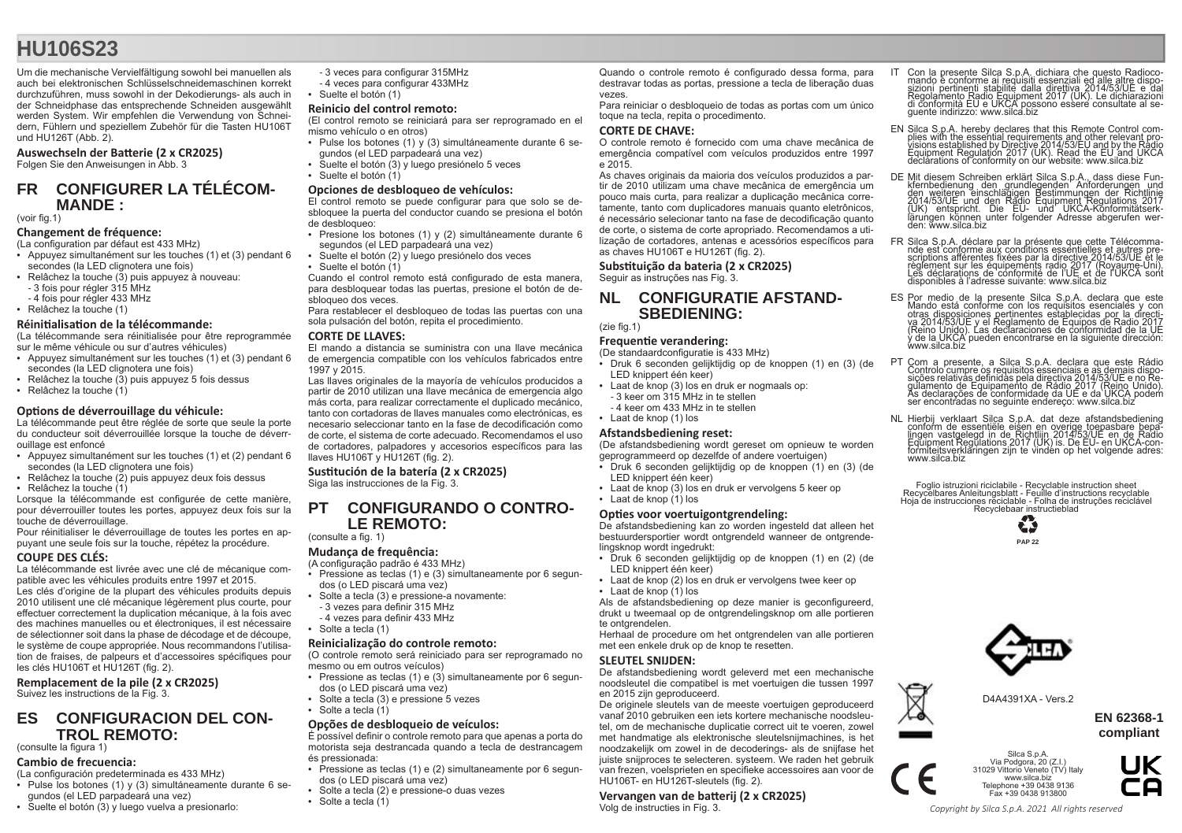# HU106S23

Um die mechanische Vervielfältigung sowohl bei manuellen als auch bei elektronischen Schlüsselschneidemaschinen korrekt durchzuführen, muss sowohl in der Dekodierungs- als auch in der Schneidphase das entsprechende Schneiden ausgewählt werden System. Wir empfehlen die Verwendung von Schneidern, Fühlern und speziellem Zubehör für die Tasten HU106T und HU126T (Abb. 2).

**Auswechseln der Batterie (2 x CR2025)**
Folgen Sie den Anweisungen in Abb. 3

## FR CONFIGURER LA TÉLÉCOMMANDE :

(voir fig.1)

**Changement de fréquence:**
(La configuration par défaut est 433 MHz)

- Appuyez simultanément sur les touches (1) et (3) pendant 6 secondes (la LED clignotera une fois)
- Relâchez la touche (3) puis appuyez à nouveau:
  - 3 fois pour régler 315 MHz
  - 4 fois pour régler 433 MHz
- Relâchez la touche (1)

**Réinitialisation de la télécommande:**
(La télécommande sera réinitialisée pour être reprogrammée sur le même véhicule ou sur d'autres véhicules)

- Appuyez simultanément sur les touches (1) et (3) pendant 6 secondes (la LED clignotera une fois)
- Relâchez la touche (3) puis appuyez 5 fois dessus
- Relâchez la touche (1)

**Options de déverrouillage du véhicule:**
La télécommande peut être réglée de sorte que seule la porte du conducteur soit déverrouillée lorsque la touche de déverrouillage est enfoncé

- Appuyez simultanément sur les touches (1) et (2) pendant 6 secondes (la LED clignotera une fois)
- Relâchez la touche (2) puis appuyez deux fois dessus
- Relâchez la touche (1)

Lorsque la télécommande est configurée de cette manière, pour déverrouiller toutes les portes, appuyez deux fois sur la touche de déverrouillage.
Pour réinitialiser le déverrouillage de toutes les portes en appuyant une seule fois sur la touche, répétez la procédure.

**COUPE DES CLÉS:**
La télécommande est livrée avec une clé de mécanique compatible avec les véhicules produits entre 1997 et 2015.
Les clés d'origine de la plupart des véhicules produits depuis 2010 utilisent une clé mécanique légèrement plus courte, pour effectuer correctement la duplication mécanique, à la fois avec des machines manuelles ou et électroniques, il est nécessaire de sélectionner soit dans la phase de décodage et de découpe, le système de coupe appropriée. Nous recommandons l'utilisation de fraises, de palpeurs et d'accessoires spécifiques pour les clés HU106T et HU126T (fig. 2).

**Remplacement de la pile (2 x CR2025)**
Suivez les instructions de la Fig. 3.

## ES CONFIGURACION DEL CONTROL REMOTO:

(consulte la figura 1)

**Cambio de frecuencia:**
(La configuración predeterminada es 433 MHz)

- Pulse los botones (1) y (3) simultáneamente durante 6 segundos (el LED parpadeará una vez)
- Suelte el botón (3) y luego vuelva a presionarlo:
  - 3 veces para configurar 315MHz
  - 4 veces para configurar 433MHz
- Suelte el botón (1)

**Reinicio del control remoto:**
(El control remoto se reiniciará para ser reprogramado en el mismo vehículo o en otros)

- Pulse los botones (1) y (3) simultáneamente durante 6 segundos (el LED parpadeará una vez)
- Suelte el botón (3) y luego presiónelo 5 veces
- Suelte el botón (1)

**Opciones de desbloqueo de vehículos:**
El control remoto se puede configurar para que solo se desbloquee la puerta del conductor cuando se presiona el botón de desbloqueo:

- Presione los botones (1) y (2) simultáneamente durante 6 segundos (el LED parpadeará una vez)
- Suelte el botón (2) y luego presiónelo dos veces
- Suelte el botón (1)

Cuando el control remoto está configurado de esta manera, para desbloquear todas las puertas, presione el botón de desbloqueo dos veces.
Para restablecer el desbloqueo de todas las puertas con una sola pulsación del botón, repita el procedimiento.

**CORTE DE LLAVES:**
El mando a distancia se suministra con una llave mecánica de emergencia compatible con los vehículos fabricados entre 1997 y 2015.
Las llaves originales de la mayoría de vehículos producidos a partir de 2010 utilizan una llave mecánica de emergencia algo más corta, para realizar correctamente el duplicado mecánico, tanto con cortadoras de llaves manuales como electrónicas, es necesario seleccionar tanto en la fase de decodificación como de corte, el sistema de corte adecuado. Recomendamos el uso de cortadoras, palpadores y accesorios específicos para las llaves HU106T y HU126T (fig. 2).

**Sustitución de la batería (2 x CR2025)**
Siga las instrucciones de la Fig. 3.

## PT CONFIGURANDO O CONTROLE REMOTO:

(consulte a fig. 1)

**Mudança de frequência:**
(A configuração padrão é 433 MHz)

- Pressione as teclas (1) e (3) simultaneamente por 6 segundos (o LED piscará uma vez)
- Solte a tecla (3) e pressione-a novamente:
  - 3 vezes para definir 315 MHz
  - 4 vezes para definir 433 MHz
- Solte a tecla (1)

**Reinicialização do controle remoto:**
(O controle remoto será reiniciado para ser reprogramado no mesmo ou em outros veículos)

- Pressione as teclas (1) e (3) simultaneamente por 6 segundos (o LED piscará uma vez)
- Solte a tecla (3) e pressione 5 vezes
- Solte a tecla (1)

**Opções de desbloqueio de veículos:**
É possível definir o controle remoto para que apenas a porta do motorista seja destrancada quando a tecla de destrancagem és pressionada:

- Pressione as teclas (1) e (2) simultaneamente por 6 segundos (o LED piscará uma vez)
- Solte a tecla (2) e pressione-o duas vezes
- Solte a tecla (1)

Quando o controle remoto é configurado dessa forma, para destravar todas as portas, pressione a tecla de liberação duas vezes.
Para reiniciar o desbloqueio de todas as portas com um único toque na tecla, repita o procedimento.

**CORTE DE CHAVE:**
O controle remoto é fornecido com uma chave mecânica de emergência compatível com veículos produzidos entre 1997 e 2015.
As chaves originais da maioria dos veículos produzidos a partir de 2010 utilizam uma chave mecânica de emergência um pouco mais curta, para realizar a duplicação mecânica corretamente, tanto com duplicadores manuais quanto eletrônicos, é necessário selecionar tanto na fase de decodificação quanto de corte, o sistema de corte apropriado. Recomendamos a utilização de cortadores, antenas e acessórios específicos para as chaves HU106T e HU126T (fig. 2).

**Substituição da bateria (2 x CR2025)**
Seguir as instruções nas Fig. 3.

## NL CONFIGURATIE AFSTANDSBEDIENING:

(zie fig.1)

**Frequentie verandering:**
(De standaardconfiguratie is 433 MHz)

- Druk 6 seconden gelijktijdig op de knoppen (1) en (3) (de LED knippert één keer)
- Laat de knop (3) los en druk er nogmaals op:
  - 3 keer om 315 MHz in te stellen
  - 4 keer om 433 MHz in te stellen
- Laat de knop (1) los

**Afstandsbediening reset:**
(De afstandsbediening wordt gereset om opnieuw te worden geprogrammeerd op dezelfde of andere voertuigen)

- Druk 6 seconden gelijktijdig op de knoppen (1) en (3) (de LED knippert één keer)
- Laat de knop (3) los en druk er vervolgens 5 keer op
- Laat de knop (1) los

**Opties voor voertuigontgrendeling:**
De afstandsbediening kan zo worden ingesteld dat alleen het bestuurdersportier wordt ontgrendeld wanneer de ontgrendelingsknop wordt ingedrukt:

- Druk 6 seconden gelijktijdig op de knoppen (1) en (2) (de LED knippert één keer)
- Laat de knop (2) los en druk er vervolgens twee keer op
- Laat de knop (1) los

Als de afstandsbediening op deze manier is geconfigureerd, drukt u tweemaal op de ontgrendelingsknop om alle portieren te ontgrendelen.
Herhaal de procedure om het ontgrendelen van alle portieren met een enkele druk op de knop te resetten.

**SLEUTEL SNIJDEN:**
De afstandsbediening wordt geleverd met een mechanische noodsleutel die compatibel is met voertuigen die tussen 1997 en 2015 zijn geproduceerd.
De originele sleutels van de meeste voertuigen geproduceerd vanaf 2010 gebruiken een iets kortere mechanische noodsleutel, om de mechanische duplicatie correct uit te voeren, zowel met handmatige als elektronische sleutelsnijmachines, is het noodzakelijk om zowel in de decoderings- als de snijfase het juiste snijproces te selecteren. systeem. We raden het gebruik van frezen, voelsprieten en specifieke accessoires aan voor de HU106T- en HU126T-sleutels (fig. 2).

**Vervangen van de batterij (2 x CR2025)**
Volg de instructies in Fig. 3.

IT Con la presente Silca S.p.A. dichiara che questo Radiocomando è conforme ai requisiti essenziali ed alle altre disposizioni pertinenti stabilite dalla direttiva 2014/53/UE e dal Regolamento Radio Equipment 2017 (UK). Le dichiarazioni di conformità EU e UKCA possono essere consultate al seguente indirizzo: www.silca.biz

EN Silca S.p.A. hereby declares that this Remote Control complies with the essential requirements and other relevant provisions established by Directive 2014/53/EU and by the Radio Equipment Regulation 2017 (UK). Read the EU and UKCA declarations of conformity on our website: www.silca.biz

DE Mit diesem Schreiben erklärt Silca S.p.A., dass diese Funkfernbedienung den grundlegenden Anforderungen und den weiteren einschlägigen Bestimmungen der Richtlinie 2014/53/UE und den Radio Equipment Regulations 2017 (UK) entspricht. Die EU- und UKCA-Konformitätserklärungen können unter folgender Adresse abgerufen werden: www.silca.biz

FR Silca S.p.A. déclare par la présente que cette Télécommande est conforme aux conditions essentielles et autres prescriptions afférentes fixées par la directive 2014/53/UE et le règlement sur les équipements radio 2017 (Royaume-Uni). Les déclarations de conformité de l'UE et de l'UKCA sont disponibles à l'adresse suivante: www.silca.biz

ES Por medio de la presente Silca S.p.A. declara que este Mando está conforme con los requisitos esenciales y con otras disposiciones pertinentes establecidas por la directiva 2014/53/UE y el Reglamento de Equipos de Radio 2017 (Reino Unido). Las declaraciones de conformidad de la UE y de la UKCA pueden encontrarse en la siguiente dirección: www.silca.biz

PT Com a presente, a Silca S.p.A. declara que este Rádio Controlo cumpre os requisitos essenciais e as demais disposições relativas definidas pela directiva 2014/53/UE e no Regulamento de Equipamento de Rádio 2017 (Reino Unido). As declarações de conformidade da UE e da UKCA podem ser encontradas no seguinte endereço: www.silca.biz

NL Hierbij verklaart Silca S.p.A. dat deze afstandsbediening conform de essentiële eisen en overige toepasbare bepalingen vastgelegd in de Richtlijn 2014/53/UE en de Radio Equipment Regulations 2017 (UK) is. De EU- en UKCA-conformiteitsverklaringen zijn te vinden op het volgende adres: www.silca.biz

Foglio istruzioni riciclabile - Recyclable instruction sheet
Recycelbares Anleitungsblatt - Feuille d'instructions recyclable
Hoja de instrucciones reciclable - Folha de instruções reciclável
Recyclebaar instructieblad

PAP 22

D4A4391XA - Vers.2

**EN 62368-1 compliant**

Silca S.p.A.
Via Podgora, 20 (Z.I.)
31029 Vittorio Veneto (TV) Italy
www.silca.biz
Telephone +39 0438 9136
Fax +39 0438 913800

*Copyright by Silca S.p.A. 2021 All rights reserved*